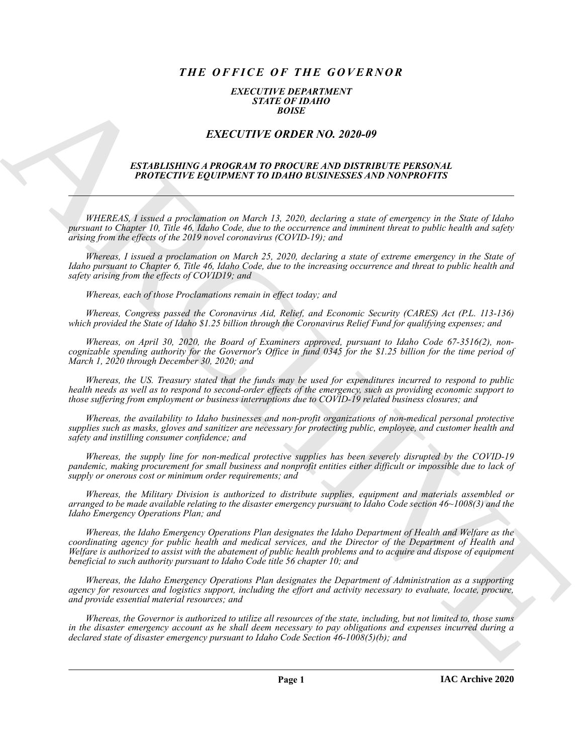# *THE OFFICE OF THE GOVERNOR*

***EXECUTIVE DEPARTMENT***
***STATE OF IDAHO***
***BOISE***

## *EXECUTIVE ORDER NO. 2020-09*

### *ESTABLISHING A PROGRAM TO PROCURE AND DISTRIBUTE PERSONAL PROTECTIVE EQUIPMENT TO IDAHO BUSINESSES AND NONPROFITS*

---

*WHEREAS, I issued a proclamation on March 13, 2020, declaring a state of emergency in the State of Idaho pursuant to Chapter 10, Title 46, Idaho Code, due to the occurrence and imminent threat to public health and safety arising from the effects of the 2019 novel coronavirus (COVID-19); and*

*Whereas, I issued a proclamation on March 25, 2020, declaring a state of extreme emergency in the State of Idaho pursuant to Chapter 6, Title 46, Idaho Code, due to the increasing occurrence and threat to public health and safety arising from the effects of COVID19; and*

*Whereas, each of those Proclamations remain in effect today; and*

*Whereas, Congress passed the Coronavirus Aid, Relief, and Economic Security (CARES) Act (P.L. 113-136) which provided the State of Idaho $1.25 billion through the Coronavirus Relief Fund for qualifying expenses; and*

*Whereas, on April 30, 2020, the Board of Examiners approved, pursuant to Idaho Code 67-3516(2), non-cognizable spending authority for the Governor's Office in fund 0345 for the $1.25 billion for the time period of March 1, 2020 through December 30, 2020; and*

*Whereas, the US. Treasury stated that the funds may be used for expenditures incurred to respond to public health needs as well as to respond to second-order effects of the emergency, such as providing economic support to those suffering from employment or business interruptions due to COVID-19 related business closures; and*

*Whereas, the availability to Idaho businesses and non-profit organizations of non-medical personal protective supplies such as masks, gloves and sanitizer are necessary for protecting public, employee, and customer health and safety and instilling consumer confidence; and*

*Whereas, the supply line for non-medical protective supplies has been severely disrupted by the COVID-19 pandemic, making procurement for small business and nonprofit entities either difficult or impossible due to lack of supply or onerous cost or minimum order requirements; and*

*Whereas, the Military Division is authorized to distribute supplies, equipment and materials assembled or arranged to be made available relating to the disaster emergency pursuant to Idaho Code section 46~1008(3) and the Idaho Emergency Operations Plan; and*

*Whereas, the Idaho Emergency Operations Plan designates the Idaho Department of Health and Welfare as the coordinating agency for public health and medical services, and the Director of the Department of Health and Welfare is authorized to assist with the abatement of public health problems and to acquire and dispose of equipment beneficial to such authority pursuant to Idaho Code title 56 chapter 10; and*

*Whereas, the Idaho Emergency Operations Plan designates the Department of Administration as a supporting agency for resources and logistics support, including the effort and activity necessary to evaluate, locate, procure, and provide essential material resources; and*

*Whereas, the Governor is authorized to utilize all resources of the state, including, but not limited to, those sums in the disaster emergency account as he shall deem necessary to pay obligations and expenses incurred during a declared state of disaster emergency pursuant to Idaho Code Section 46-1008(5)(b); and*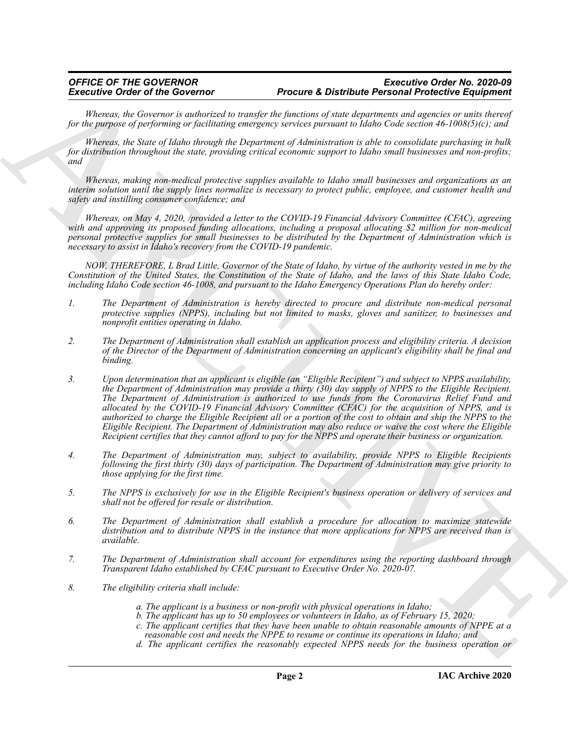*Whereas, the Governor is authorized to transfer the functions of state departments and agencies or units thereof for the purpose of performing or facilitating emergency services pursuant to Idaho Code section 46-1008(5)(c); and*

*Whereas, the State of Idaho through the Department of Administration is able to consolidate purchasing in bulk for distribution throughout the state, providing critical economic support to Idaho small businesses and non-profits; and*

*Whereas, making non-medical protective supplies available to Idaho small businesses and organizations as an interim solution until the supply lines normalize is necessary to protect public, employee, and customer health and safety and instilling consumer confidence; and*

*Whereas, on May 4, 2020, /provided a letter to the COVID-19 Financial Advisory Committee (CFAC), agreeing with and approving its proposed funding allocations, including a proposal allocating $2 million for non-medical personal protective supplies for small businesses to be distributed by the Department of Administration which is necessary to assist in Idaho's recovery from the COVID-19 pandemic.*

*NOW, THEREFORE, L Brad Little, Governor of the State of Idaho, by virtue of the authority vested in me by the Constitution of the United States, the Constitution of the State of Idaho, and the laws of this State Idaho Code, including Idaho Code section 46-1008, and pursuant to the Idaho Emergency Operations Plan do hereby order:*

1. *The Department of Administration is hereby directed to procure and distribute non-medical personal protective supplies (NPPS), including but not limited to masks, gloves and sanitizer, to businesses and nonprofit entities operating in Idaho.*

2. *The Department of Administration shall establish an application process and eligibility criteria. A decision of the Director of the Department of Administration concerning an applicant's eligibility shall be final and binding.*

3. *Upon determination that an applicant is eligible (an "Eligible Recipient") and subject to NPPS availability, the Department of Administration may provide a thirty (30) day supply of NPPS to the Eligible Recipient. The Department of Administration is authorized to use funds from the Coronavirus Relief Fund and allocated by the COVID-19 Financial Advisory Committee (CFAC) for the acquisition of NPPS, and is authorized to charge the Eligible Recipient all or a portion of the cost to obtain and ship the NPPS to the Eligible Recipient. The Department of Administration may also reduce or waive the cost where the Eligible Recipient certifies that they cannot afford to pay for the NPPS and operate their business or organization.*

4. *The Department of Administration may, subject to availability, provide NPPS to Eligible Recipients following the first thirty (30) days of participation. The Department of Administration may give priority to those applying for the first time.*

5. *The NPPS is exclusively for use in the Eligible Recipient's business operation or delivery of services and shall not be offered for resale or distribution.*

6. *The Department of Administration shall establish a procedure for allocation to maximize statewide distribution and to distribute NPPS in the instance that more applications for NPPS are received than is available.*

7. *The Department of Administration shall account for expenditures using the reporting dashboard through Transparent Idaho established by CFAC pursuant to Executive Order No. 2020-07.*

8. *The eligibility criteria shall include:*

   *a. The applicant is a business or non-profit with physical operations in Idaho;*
   *b. The applicant has up to 50 employees or volunteers in Idaho, as of February 15, 2020;*
   *c. The applicant certifies that they have been unable to obtain reasonable amounts of NPPE at a reasonable cost and needs the NPPE to resume or continue its operations in Idaho; and*
   *d. The applicant certifies the reasonably expected NPPS needs for the business operation or*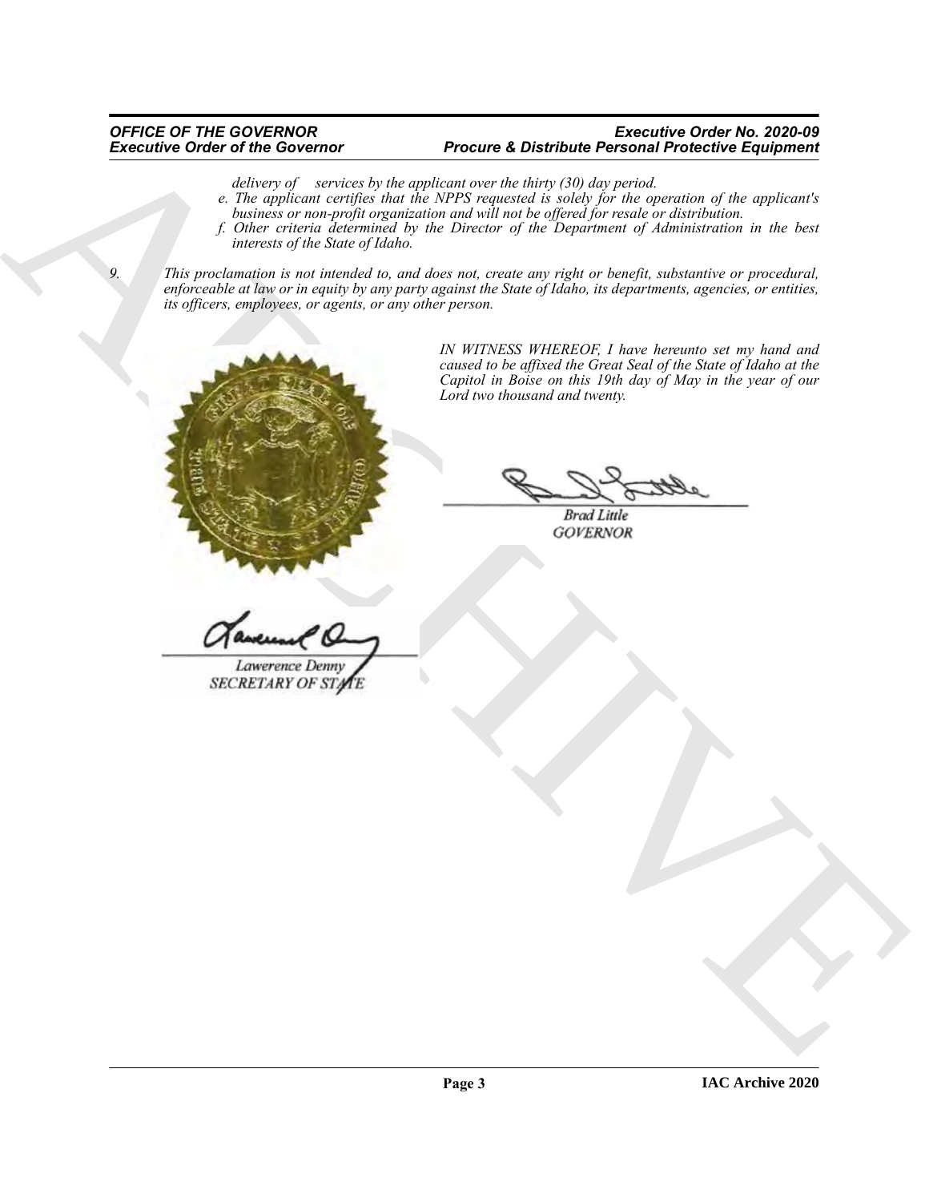*delivery of services by the applicant over the thirty (30) day period.*

*e. The applicant certifies that the NPPS requested is solely for the operation of the applicant's business or non-profit organization and will not be offered for resale or distribution.*

*f. Other criteria determined by the Director of the Department of Administration in the best interests of the State of Idaho.*

*9. This proclamation is not intended to, and does not, create any right or benefit, substantive or procedural, enforceable at law or in equity by any party against the State of Idaho, its departments, agencies, or entities, its officers, employees, or agents, or any other person.*

*IN WITNESS WHEREOF, I have hereunto set my hand and caused to be affixed the Great Seal of the State of Idaho at the Capitol in Boise on this 19th day of May in the year of our Lord two thousand and twenty.*

Brad Little
GOVERNOR

Lawerence Denny
SECRETARY OF STATE